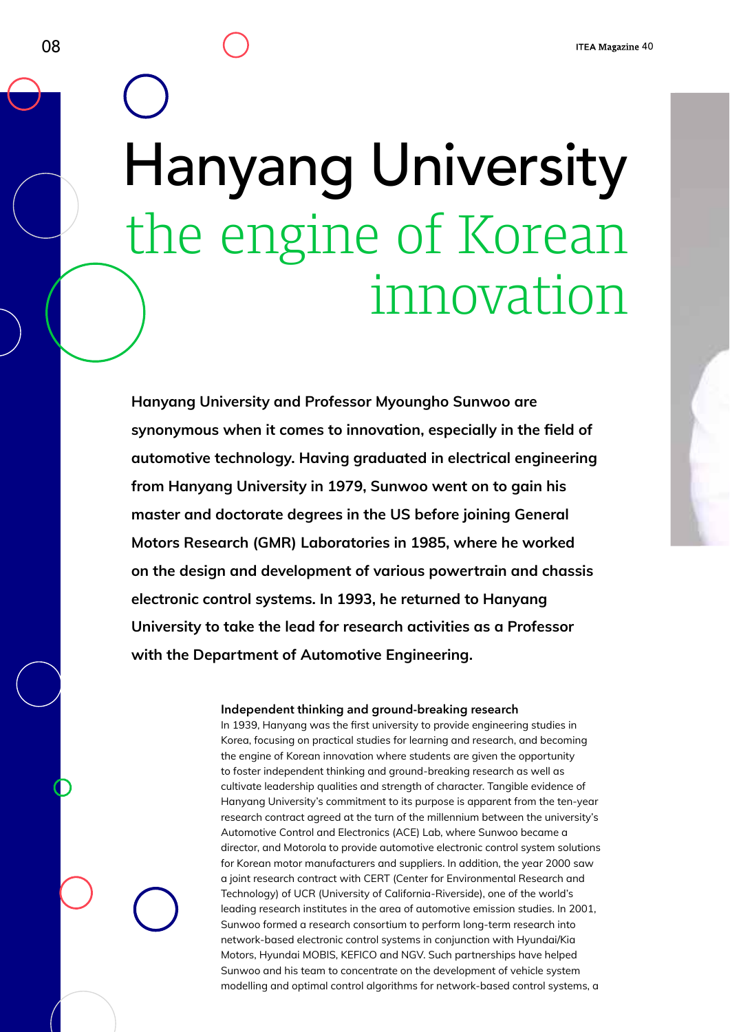# Hanyang University
## the engine of Korean innovation

**Hanyang University and Professor Myoungho Sunwoo are synonymous when it comes to innovation, especially in the field of automotive technology. Having graduated in electrical engineering from Hanyang University in 1979, Sunwoo went on to gain his master and doctorate degrees in the US before joining General Motors Research (GMR) Laboratories in 1985, where he worked on the design and development of various powertrain and chassis electronic control systems. In 1993, he returned to Hanyang University to take the lead for research activities as a Professor with the Department of Automotive Engineering.**

### Independent thinking and ground-breaking research

In 1939, Hanyang was the first university to provide engineering studies in Korea, focusing on practical studies for learning and research, and becoming the engine of Korean innovation where students are given the opportunity to foster independent thinking and ground-breaking research as well as cultivate leadership qualities and strength of character. Tangible evidence of Hanyang University's commitment to its purpose is apparent from the ten-year research contract agreed at the turn of the millennium between the university's Automotive Control and Electronics (ACE) Lab, where Sunwoo became a director, and Motorola to provide automotive electronic control system solutions for Korean motor manufacturers and suppliers. In addition, the year 2000 saw a joint research contract with CERT (Center for Environmental Research and Technology) of UCR (University of California-Riverside), one of the world's leading research institutes in the area of automotive emission studies. In 2001, Sunwoo formed a research consortium to perform long-term research into network-based electronic control systems in conjunction with Hyundai/Kia Motors, Hyundai MOBIS, KEFICO and NGV. Such partnerships have helped Sunwoo and his team to concentrate on the development of vehicle system modelling and optimal control algorithms for network-based control systems, a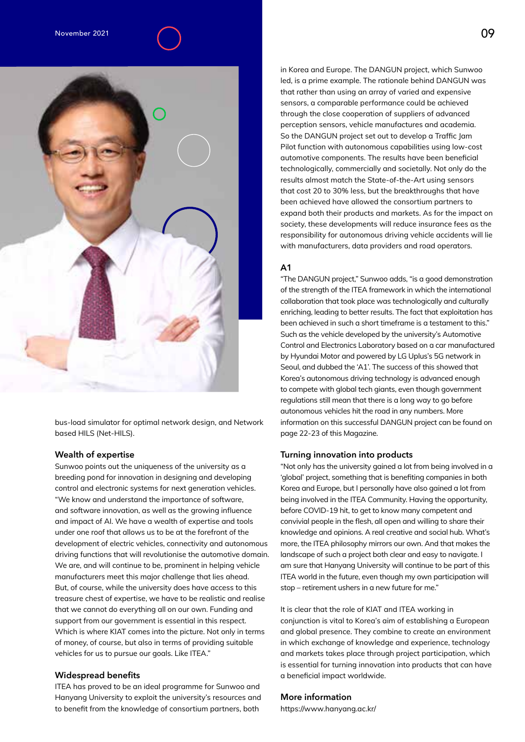bus-load simulator for optimal network design, and Network based HILS (Net-HILS).

### Wealth of expertise

Sunwoo points out the uniqueness of the university as a breeding pond for innovation in designing and developing control and electronic systems for next generation vehicles. "We know and understand the importance of software, and software innovation, as well as the growing influence and impact of AI. We have a wealth of expertise and tools under one roof that allows us to be at the forefront of the development of electric vehicles, connectivity and autonomous driving functions that will revolutionise the automotive domain. We are, and will continue to be, prominent in helping vehicle manufacturers meet this major challenge that lies ahead. But, of course, while the university does have access to this treasure chest of expertise, we have to be realistic and realise that we cannot do everything all on our own. Funding and support from our government is essential in this respect. Which is where KIAT comes into the picture. Not only in terms of money, of course, but also in terms of providing suitable vehicles for us to pursue our goals. Like ITEA."

### Widespread benefits

ITEA has proved to be an ideal programme for Sunwoo and Hanyang University to exploit the university's resources and to benefit from the knowledge of consortium partners, both in Korea and Europe. The DANGUN project, which Sunwoo led, is a prime example. The rationale behind DANGUN was that rather than using an array of varied and expensive sensors, a comparable performance could be achieved through the close cooperation of suppliers of advanced perception sensors, vehicle manufactures and academia. So the DANGUN project set out to develop a Traffic Jam Pilot function with autonomous capabilities using low-cost automotive components. The results have been beneficial technologically, commercially and societally. Not only do the results almost match the State-of-the-Art using sensors that cost 20 to 30% less, but the breakthroughs that have been achieved have allowed the consortium partners to expand both their products and markets. As for the impact on society, these developments will reduce insurance fees as the responsibility for autonomous driving vehicle accidents will lie with manufacturers, data providers and road operators.

### A1

"The DANGUN project," Sunwoo adds, "is a good demonstration of the strength of the ITEA framework in which the international collaboration that took place was technologically and culturally enriching, leading to better results. The fact that exploitation has been achieved in such a short timeframe is a testament to this." Such as the vehicle developed by the university's Automotive Control and Electronics Laboratory based on a car manufactured by Hyundai Motor and powered by LG Uplus's 5G network in Seoul, and dubbed the 'A1'. The success of this showed that Korea's autonomous driving technology is advanced enough to compete with global tech giants, even though government regulations still mean that there is a long way to go before autonomous vehicles hit the road in any numbers. More information on this successful DANGUN project can be found on page 22-23 of this Magazine.

### Turning innovation into products

"Not only has the university gained a lot from being involved in a 'global' project, something that is benefiting companies in both Korea and Europe, but I personally have also gained a lot from being involved in the ITEA Community. Having the opportunity, before COVID-19 hit, to get to know many competent and convivial people in the flesh, all open and willing to share their knowledge and opinions. A real creative and social hub. What's more, the ITEA philosophy mirrors our own. And that makes the landscape of such a project both clear and easy to navigate. I am sure that Hanyang University will continue to be part of this ITEA world in the future, even though my own participation will stop – retirement ushers in a new future for me."

It is clear that the role of KIAT and ITEA working in conjunction is vital to Korea's aim of establishing a European and global presence. They combine to create an environment in which exchange of knowledge and experience, technology and markets takes place through project participation, which is essential for turning innovation into products that can have a beneficial impact worldwide.

### More information

https://www.hanyang.ac.kr/